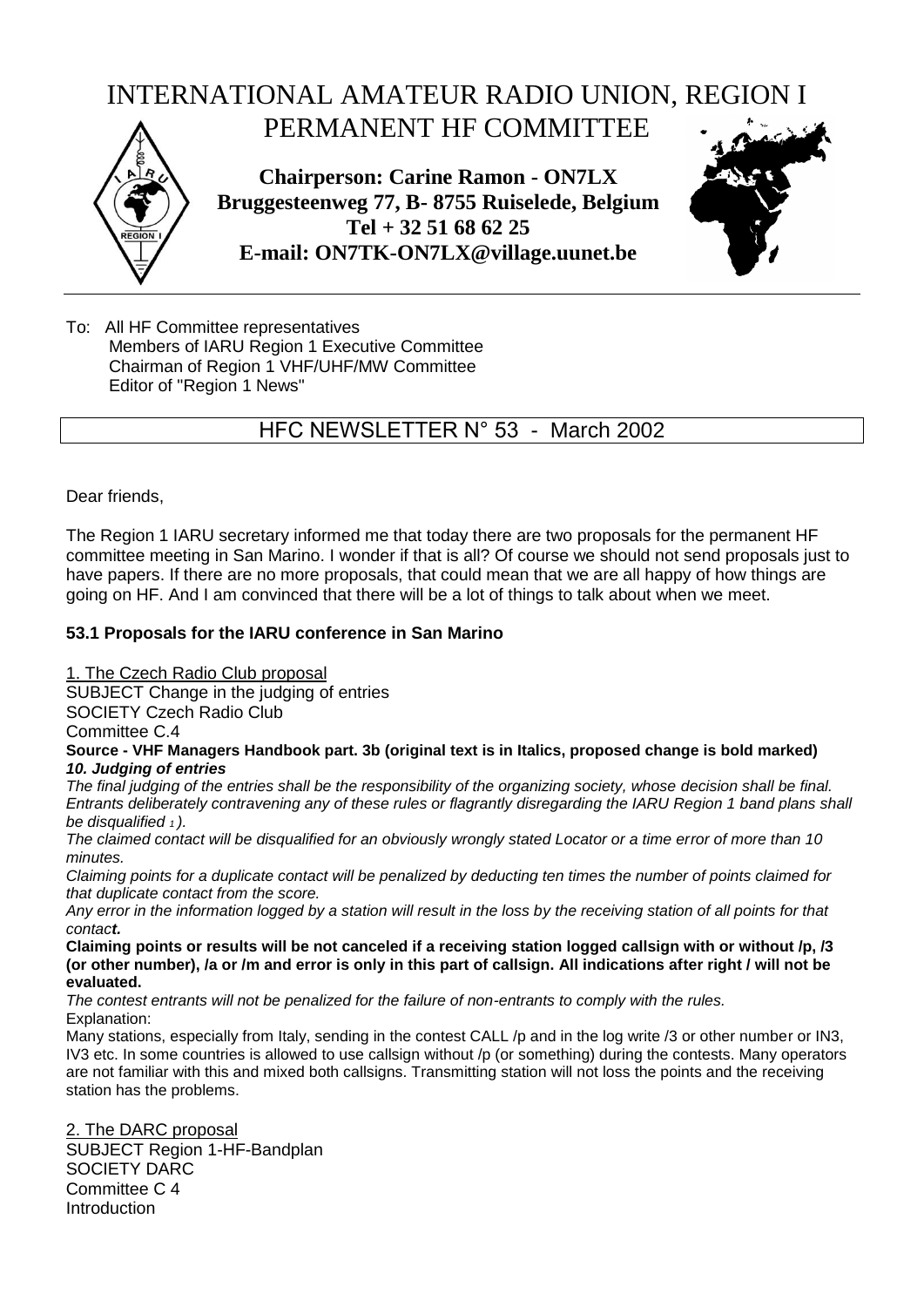# INTERNATIONAL AMATEUR RADIO UNION, REGION I
## PERMANENT HF COMMITTEE

**Chairperson: Carine Ramon - ON7LX**
**Bruggesteenweg 77, B- 8755 Ruiselede, Belgium**
**Tel + 32 51 68 62 25**
**E-mail: ON7TK-ON7LX@village.uunet.be**

To: All HF Committee representatives
Members of IARU Region 1 Executive Committee
Chairman of Region 1 VHF/UHF/MW Committee
Editor of "Region 1 News"

## HFC NEWSLETTER N° 53 - March 2002

Dear friends,

The Region 1 IARU secretary informed me that today there are two proposals for the permanent HF committee meeting in San Marino. I wonder if that is all? Of course we should not send proposals just to have papers. If there are no more proposals, that could mean that we are all happy of how things are going on HF. And I am convinced that there will be a lot of things to talk about when we meet.

### 53.1 Proposals for the IARU conference in San Marino

1. The Czech Radio Club proposal

SUBJECT Change in the judging of entries
SOCIETY Czech Radio Club
Committee C.4

**Source - VHF Managers Handbook part. 3b (original text is in Italics, proposed change is bold marked)**

***10. Judging of entries***

*The final judging of the entries shall be the responsibility of the organizing society, whose decision shall be final. Entrants deliberately contravening any of these rules or flagrantly disregarding the IARU Region 1 band plans shall be disqualified [1]).*

*The claimed contact will be disqualified for an obviously wrongly stated Locator or a time error of more than 10 minutes.*

*Claiming points for a duplicate contact will be penalized by deducting ten times the number of points claimed for that duplicate contact from the score.*

*Any error in the information logged by a station will result in the loss by the receiving station of all points for that contac**t.***

**Claiming points or results will be not canceled if a receiving station logged callsign with or without /p, /3 (or other number), /a or /m and error is only in this part of callsign. All indications after right / will not be evaluated.**

*The contest entrants will not be penalized for the failure of non-entrants to comply with the rules.*

Explanation:

Many stations, especially from Italy, sending in the contest CALL /p and in the log write /3 or other number or IN3, IV3 etc. In some countries is allowed to use callsign without /p (or something) during the contests. Many operators are not familiar with this and mixed both callsigns. Transmitting station will not loss the points and the receiving station has the problems.

2. The DARC proposal

SUBJECT Region 1-HF-Bandplan
SOCIETY DARC
Committee C 4
Introduction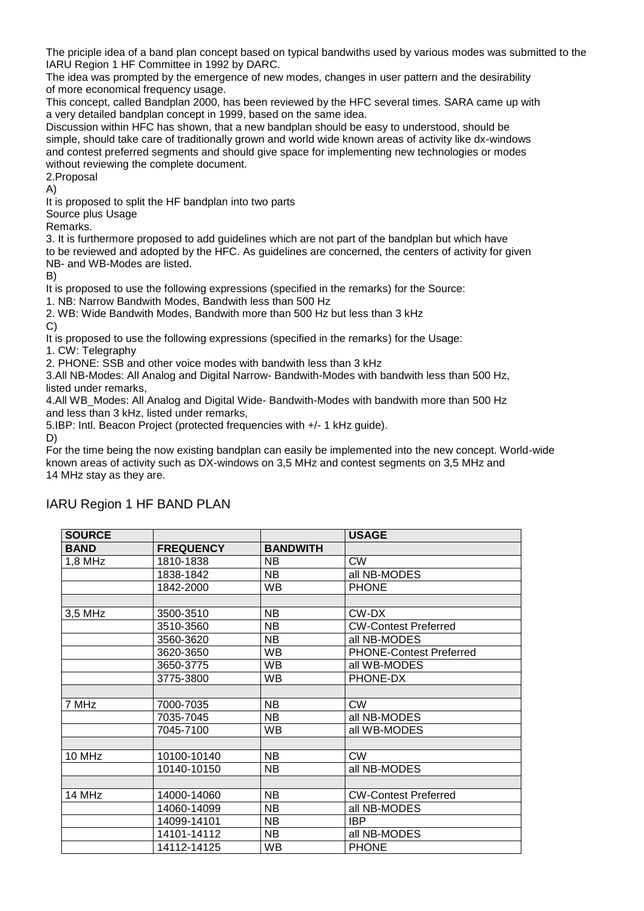The priciple idea of a band plan concept based on typical bandwiths used by various modes was submitted to the IARU Region 1 HF Committee in 1992 by DARC.
The idea was prompted by the emergence of new modes, changes in user pattern and the desirability of more economical frequency usage.
This concept, called Bandplan 2000, has been reviewed by the HFC several times. SARA came up with a very detailed bandplan concept in 1999, based on the same idea.
Discussion within HFC has shown, that a new bandplan should be easy to understood, should be simple, should take care of traditionally grown and world wide known areas of activity like dx-windows and contest preferred segments and should give space for implementing new technologies or modes without reviewing the complete document.

2.Proposal

A)

It is proposed to split the HF bandplan into two parts
Source plus Usage
Remarks.

3. It is furthermore proposed to add guidelines which are not part of the bandplan but which have to be reviewed and adopted by the HFC. As guidelines are concerned, the centers of activity for given NB- and WB-Modes are listed.

B)

It is proposed to use the following expressions (specified in the remarks) for the Source:

1. NB: Narrow Bandwith Modes, Bandwith less than 500 Hz
2. WB: Wide Bandwith Modes, Bandwith more than 500 Hz but less than 3 kHz

C)

It is proposed to use the following expressions (specified in the remarks) for the Usage:

1. CW: Telegraphy
2. PHONE: SSB and other voice modes with bandwith less than 3 kHz
3. All NB-Modes: All Analog and Digital Narrow- Bandwith-Modes with bandwith less than 500 Hz, listed under remarks,
4. All WB_Modes: All Analog and Digital Wide- Bandwith-Modes with bandwith more than 500 Hz and less than 3 kHz, listed under remarks,
5. IBP: Intl. Beacon Project (protected frequencies with +/- 1 kHz guide).

D)

For the time being the now existing bandplan can easily be implemented into the new concept. World-wide known areas of activity such as DX-windows on 3,5 MHz and contest segments on 3,5 MHz and 14 MHz stay as they are.

## IARU Region 1 HF BAND PLAN

| SOURCE | | | USAGE |
|---|---|---|---|
| BAND | FREQUENCY | BANDWITH | |
| 1,8 MHz | 1810-1838 | NB | CW |
| | 1838-1842 | NB | all NB-MODES |
| | 1842-2000 | WB | PHONE |
| | | | |
| 3,5 MHz | 3500-3510 | NB | CW-DX |
| | 3510-3560 | NB | CW-Contest Preferred |
| | 3560-3620 | NB | all NB-MODES |
| | 3620-3650 | WB | PHONE-Contest Preferred |
| | 3650-3775 | WB | all WB-MODES |
| | 3775-3800 | WB | PHONE-DX |
| | | | |
| 7 MHz | 7000-7035 | NB | CW |
| | 7035-7045 | NB | all NB-MODES |
| | 7045-7100 | WB | all WB-MODES |
| | | | |
| 10 MHz | 10100-10140 | NB | CW |
| | 10140-10150 | NB | all NB-MODES |
| | | | |
| 14 MHz | 14000-14060 | NB | CW-Contest Preferred |
| | 14060-14099 | NB | all NB-MODES |
| | 14099-14101 | NB | IBP |
| | 14101-14112 | NB | all NB-MODES |
| | 14112-14125 | WB | PHONE |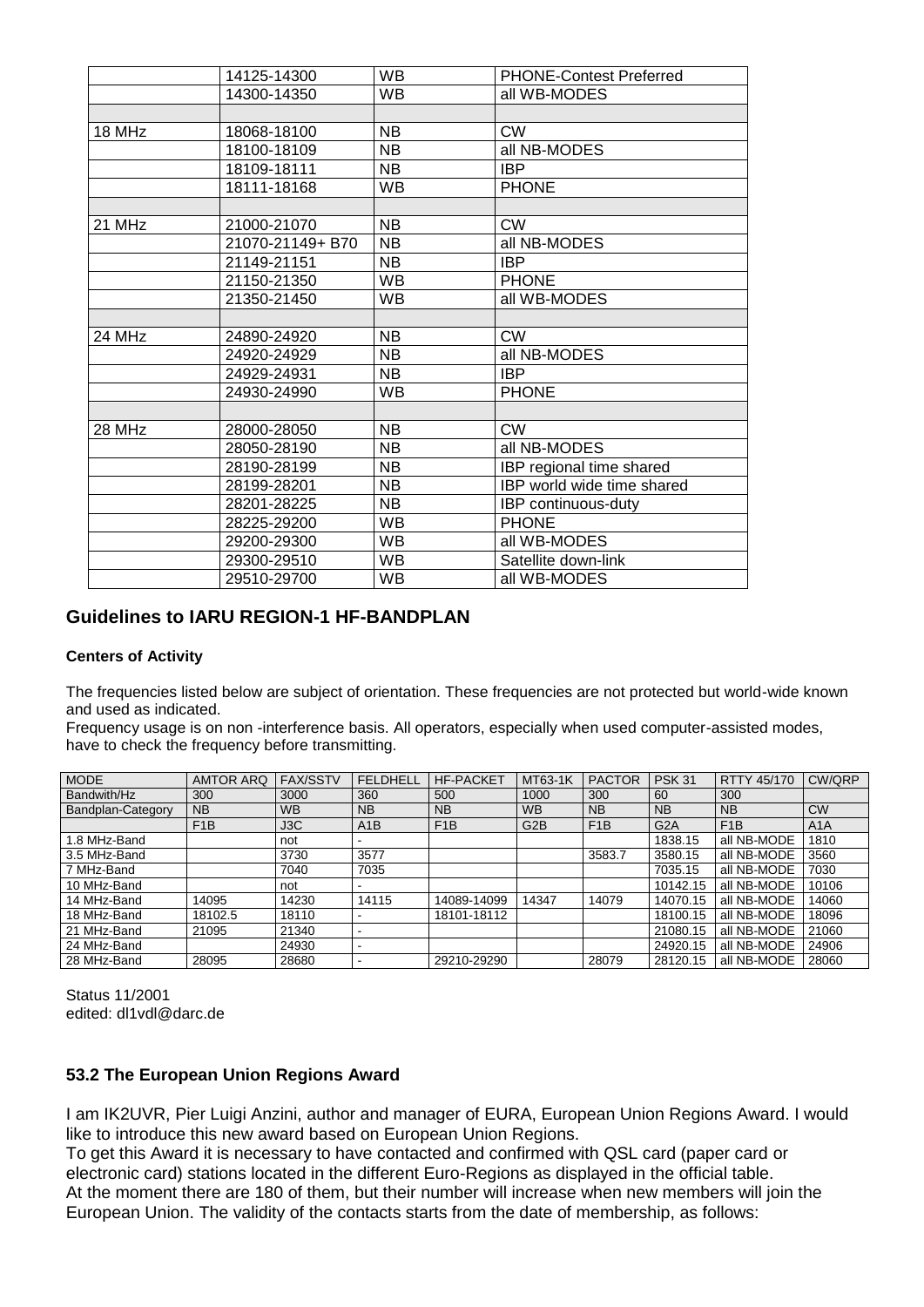| | | | |
|---|---|---|---|
| | 14125-14300 | WB | PHONE-Contest Preferred |
| | 14300-14350 | WB | all WB-MODES |
| | | | |
| 18 MHz | 18068-18100 | NB | CW |
| | 18100-18109 | NB | all NB-MODES |
| | 18109-18111 | NB | IBP |
| | 18111-18168 | WB | PHONE |
| | | | |
| 21 MHz | 21000-21070 | NB | CW |
| | 21070-21149+ B70 | NB | all NB-MODES |
| | 21149-21151 | NB | IBP |
| | 21150-21350 | WB | PHONE |
| | 21350-21450 | WB | all WB-MODES |
| | | | |
| 24 MHz | 24890-24920 | NB | CW |
| | 24920-24929 | NB | all NB-MODES |
| | 24929-24931 | NB | IBP |
| | 24930-24990 | WB | PHONE |
| | | | |
| 28 MHz | 28000-28050 | NB | CW |
| | 28050-28190 | NB | all NB-MODES |
| | 28190-28199 | NB | IBP regional time shared |
| | 28199-28201 | NB | IBP world wide time shared |
| | 28201-28225 | NB | IBP continuous-duty |
| | 28225-29200 | WB | PHONE |
| | 29200-29300 | WB | all WB-MODES |
| | 29300-29510 | WB | Satellite down-link |
| | 29510-29700 | WB | all WB-MODES |

## Guidelines to IARU REGION-1 HF-BANDPLAN

#### Centers of Activity

The frequencies listed below are subject of orientation. These frequencies are not protected but world-wide known and used as indicated.
Frequency usage is on non -interference basis. All operators, especially when used computer-assisted modes, have to check the frequency before transmitting.

| MODE | AMTOR ARQ | FAX/SSTV | FELDHELL | HF-PACKET | MT63-1K | PACTOR | PSK 31 | RTTY 45/170 | CW/QRP |
|---|---|---|---|---|---|---|---|---|---|
| Bandwith/Hz | 300 | 3000 | 360 | 500 | 1000 | 300 | 60 | 300 | |
| Bandplan-Category | NB | WB | NB | NB | WB | NB | NB | NB | CW |
| | F1B | J3C | A1B | F1B | G2B | F1B | G2A | F1B | A1A |
| 1.8 MHz-Band | | not | - | | | | 1838.15 | all NB-MODE | 1810 |
| 3.5 MHz-Band | | 3730 | 3577 | | | 3583.7 | 3580.15 | all NB-MODE | 3560 |
| 7 MHz-Band | | 7040 | 7035 | | | | 7035.15 | all NB-MODE | 7030 |
| 10 MHz-Band | | not | - | | | | 10142.15 | all NB-MODE | 10106 |
| 14 MHz-Band | 14095 | 14230 | 14115 | 14089-14099 | 14347 | 14079 | 14070.15 | all NB-MODE | 14060 |
| 18 MHz-Band | 18102.5 | 18110 | - | 18101-18112 | | | 18100.15 | all NB-MODE | 18096 |
| 21 MHz-Band | 21095 | 21340 | - | | | | 21080.15 | all NB-MODE | 21060 |
| 24 MHz-Band | | 24930 | - | | | | 24920.15 | all NB-MODE | 24906 |
| 28 MHz-Band | 28095 | 28680 | - | 29210-29290 | | 28079 | 28120.15 | all NB-MODE | 28060 |

Status 11/2001
edited: dl1vdl@darc.de

### 53.2 The European Union Regions Award

I am IK2UVR, Pier Luigi Anzini, author and manager of EURA, European Union Regions Award. I would like to introduce this new award based on European Union Regions.
To get this Award it is necessary to have contacted and confirmed with QSL card (paper card or electronic card) stations located in the different Euro-Regions as displayed in the official table.
At the moment there are 180 of them, but their number will increase when new members will join the European Union. The validity of the contacts starts from the date of membership, as follows: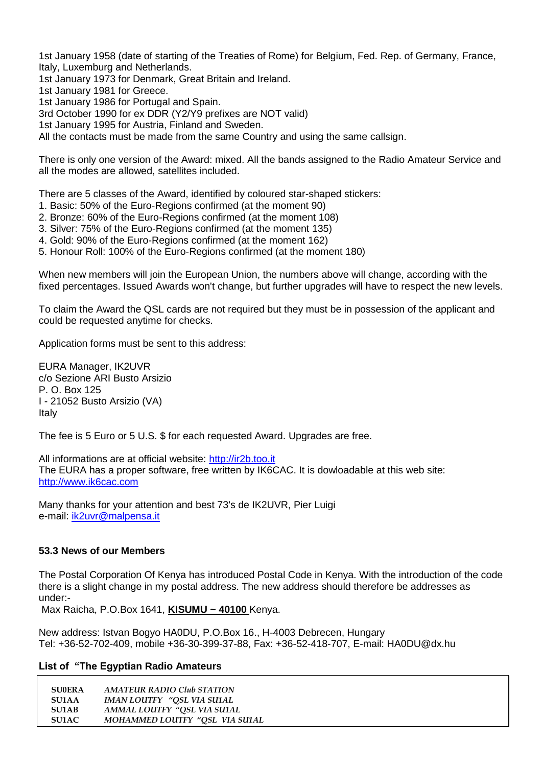1st January 1958 (date of starting of the Treaties of Rome) for Belgium, Fed. Rep. of Germany, France, Italy, Luxemburg and Netherlands.
1st January 1973 for Denmark, Great Britain and Ireland.
1st January 1981 for Greece.
1st January 1986 for Portugal and Spain.
3rd October 1990 for ex DDR (Y2/Y9 prefixes are NOT valid)
1st January 1995 for Austria, Finland and Sweden.
All the contacts must be made from the same Country and using the same callsign.

There is only one version of the Award: mixed. All the bands assigned to the Radio Amateur Service and all the modes are allowed, satellites included.

There are 5 classes of the Award, identified by coloured star-shaped stickers:

1. Basic: 50% of the Euro-Regions confirmed (at the moment 90)
2. Bronze: 60% of the Euro-Regions confirmed (at the moment 108)
3. Silver: 75% of the Euro-Regions confirmed (at the moment 135)
4. Gold: 90% of the Euro-Regions confirmed (at the moment 162)
5. Honour Roll: 100% of the Euro-Regions confirmed (at the moment 180)

When new members will join the European Union, the numbers above will change, according with the fixed percentages. Issued Awards won't change, but further upgrades will have to respect the new levels.

To claim the Award the QSL cards are not required but they must be in possession of the applicant and could be requested anytime for checks.

Application forms must be sent to this address:

EURA Manager, IK2UVR
c/o Sezione ARI Busto Arsizio
P. O. Box 125
I - 21052 Busto Arsizio (VA)
Italy

The fee is 5 Euro or 5 U.S. $ for each requested Award. Upgrades are free.

All informations are at official website: http://ir2b.too.it
The EURA has a proper software, free written by IK6CAC. It is dowloadable at this web site: http://www.ik6cac.com

Many thanks for your attention and best 73's de IK2UVR, Pier Luigi
e-mail: ik2uvr@malpensa.it

### 53.3 News of our Members

The Postal Corporation Of Kenya has introduced Postal Code in Kenya. With the introduction of the code there is a slight change in my postal address. The new address should therefore be addresses as under:-
Max Raicha, P.O.Box 1641, **KISUMU ~ 40100** Kenya.

New address: Istvan Bogyo HA0DU, P.O.Box 16., H-4003 Debrecen, Hungary
Tel: +36-52-702-409, mobile +36-30-399-37-88, Fax: +36-52-418-707, E-mail: HA0DU@dx.hu

**List of "The Egyptian Radio Amateurs**

| | |
|---|---|
| **SU0ERA** | *AMATEUR RADIO Club STATION* |
| **SU1AA** | *IMAN LOUTFY "QSL VIA SU1AL* |
| **SU1AB** | *AMMAL LOUTFY "QSL VIA SU1AL* |
| **SU1AC** | *MOHAMMED LOUTFY "QSL VIA SU1AL* |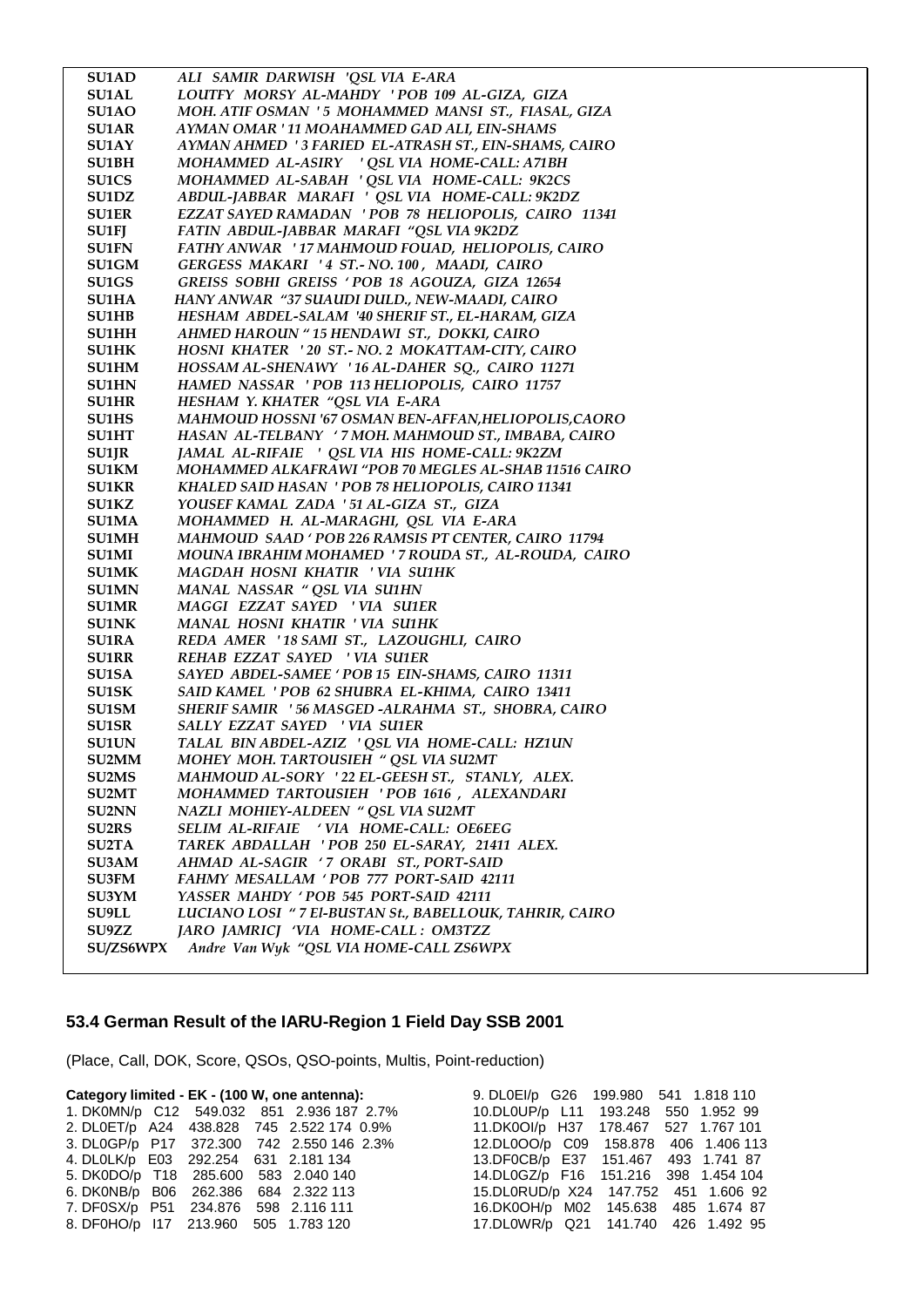| | |
|---|---|
| **SU1AD** | *ALI SAMIR DARWISH 'QSL VIA E-ARA* |
| **SU1AL** | *LOUTFY MORSY AL-MAHDY ' POB 109 AL-GIZA, GIZA* |
| **SU1AO** | *MOH. ATIF OSMAN ' 5 MOHAMMED MANSI ST., FIASAL, GIZA* |
| **SU1AR** | *AYMAN OMAR ' 11 MOAHAMMED GAD ALI, EIN-SHAMS* |
| **SU1AY** | *AYMAN AHMED ' 3 FARIED EL-ATRASH ST., EIN-SHAMS, CAIRO* |
| **SU1BH** | *MOHAMMED AL-ASIRY ' QSL VIA HOME-CALL: A71BH* |
| **SU1CS** | *MOHAMMED AL-SABAH ' QSL VIA HOME-CALL: 9K2CS* |
| **SU1DZ** | *ABDUL-JABBAR MARAFI ' QSL VIA HOME-CALL: 9K2DZ* |
| **SU1ER** | *EZZAT SAYED RAMADAN ' POB 78 HELIOPOLIS, CAIRO 11341* |
| **SU1FJ** | *FATIN ABDUL-JABBAR MARAFI "QSL VIA 9K2DZ* |
| **SU1FN** | *FATHY ANWAR ' 17 MAHMOUD FOUAD, HELIOPOLIS, CAIRO* |
| **SU1GM** | *GERGESS MAKARI ' 4 ST.- NO. 100 , MAADI, CAIRO* |
| **SU1GS** | *GREISS SOBHI GREISS ' POB 18 AGOUZA, GIZA 12654* |
| **SU1HA** | *HANY ANWAR "37 SUAUDI DULD., NEW-MAADI, CAIRO* |
| **SU1HB** | *HESHAM ABDEL-SALAM '40 SHERIF ST., EL-HARAM, GIZA* |
| **SU1HH** | *AHMED HAROUN " 15 HENDAWI ST., DOKKI, CAIRO* |
| **SU1HK** | *HOSNI KHATER ' 20 ST.- NO. 2 MOKATTAM-CITY, CAIRO* |
| **SU1HM** | *HOSSAM AL-SHENAWY ' 16 AL-DAHER SQ., CAIRO 11271* |
| **SU1HN** | *HAMED NASSAR ' POB 113 HELIOPOLIS, CAIRO 11757* |
| **SU1HR** | *HESHAM Y. KHATER "QSL VIA E-ARA* |
| **SU1HS** | *MAHMOUD HOSSNI '67 OSMAN BEN-AFFAN,HELIOPOLIS,CAORO* |
| **SU1HT** | *HASAN AL-TELBANY ' 7 MOH. MAHMOUD ST., IMBABA, CAIRO* |
| **SU1JR** | *JAMAL AL-RIFAIE ' QSL VIA HIS HOME-CALL: 9K2ZM* |
| **SU1KM** | *MOHAMMED ALKAFRAWI "POB 70 MEGLES AL-SHAB 11516 CAIRO* |
| **SU1KR** | *KHALED SAID HASAN ' POB 78 HELIOPOLIS, CAIRO 11341* |
| **SU1KZ** | *YOUSEF KAMAL ZADA ' 51 AL-GIZA ST., GIZA* |
| **SU1MA** | *MOHAMMED H. AL-MARAGHI, QSL VIA E-ARA* |
| **SU1MH** | *MAHMOUD SAAD ' POB 226 RAMSIS PT CENTER, CAIRO 11794* |
| **SU1MI** | *MOUNA IBRAHIM MOHAMED ' 7 ROUDA ST., AL-ROUDA, CAIRO* |
| **SU1MK** | *MAGDAH HOSNI KHATIR ' VIA SU1HK* |
| **SU1MN** | *MANAL NASSAR " QSL VIA SU1HN* |
| **SU1MR** | *MAGGI EZZAT SAYED ' VIA SU1ER* |
| **SU1NK** | *MANAL HOSNI KHATIR ' VIA SU1HK* |
| **SU1RA** | *REDA AMER ' 18 SAMI ST., LAZOUGHLI, CAIRO* |
| **SU1RR** | *REHAB EZZAT SAYED ' VIA SU1ER* |
| **SU1SA** | *SAYED ABDEL-SAMEE ' POB 15 EIN-SHAMS, CAIRO 11311* |
| **SU1SK** | *SAID KAMEL ' POB 62 SHUBRA EL-KHIMA, CAIRO 13411* |
| **SU1SM** | *SHERIF SAMIR ' 56 MASGED -ALRAHMA ST., SHOBRA, CAIRO* |
| **SU1SR** | *SALLY EZZAT SAYED ' VIA SU1ER* |
| **SU1UN** | *TALAL BIN ABDEL-AZIZ ' QSL VIA HOME-CALL: HZ1UN* |
| **SU2MM** | *MOHEY MOH. TARTOUSIEH " QSL VIA SU2MT* |
| **SU2MS** | *MAHMOUD AL-SORY ' 22 EL-GEESH ST., STANLY, ALEX.* |
| **SU2MT** | *MOHAMMED TARTOUSIEH ' POB 1616 , ALEXANDARI* |
| **SU2NN** | *NAZLI MOHIEY-ALDEEN " QSL VIA SU2MT* |
| **SU2RS** | *SELIM AL-RIFAIE ' VIA HOME-CALL: OE6EEG* |
| **SU2TA** | *TAREK ABDALLAH ' POB 250 EL-SARAY, 21411 ALEX.* |
| **SU3AM** | *AHMAD AL-SAGIR ' 7 ORABI ST., PORT-SAID* |
| **SU3FM** | *FAHMY MESALLAM ' POB 777 PORT-SAID 42111* |
| **SU3YM** | *YASSER MAHDY ' POB 545 PORT-SAID 42111* |
| **SU9LL** | *LUCIANO LOSI " 7 El-BUSTAN St., BABELLOUK, TAHRIR, CAIRO* |
| **SU9ZZ** | *JARO JAMRICJ 'VIA HOME-CALL : OM3TZZ* |
| **SU/ZS6WPX** | *Andre Van Wyk "QSL VIA HOME-CALL ZS6WPX* |

### 53.4 German Result of the IARU-Region 1 Field Day SSB 2001

(Place, Call, DOK, Score, QSOs, QSO-points, Multis, Point-reduction)

**Category limited - EK - (100 W, one antenna):**

| Place | Call | DOK | Score | QSOs | QSO-points | Multis | Point-reduction |
|---|---|---|---|---|---|---|---|
| 1. | DK0MN/p | C12 | 549.032 | 851 | 2.936 | 187 | 2.7% |
| 2. | DL0ET/p | A24 | 438.828 | 745 | 2.522 | 174 | 0.9% |
| 3. | DL0GP/p | P17 | 372.300 | 742 | 2.550 | 146 | 2.3% |
| 4. | DL0LK/p | E03 | 292.254 | 631 | 2.181 | 134 | |
| 5. | DK0DO/p | T18 | 285.600 | 583 | 2.040 | 140 | |
| 6. | DK0NB/p | B06 | 262.386 | 684 | 2.322 | 113 | |
| 7. | DF0SX/p | P51 | 234.876 | 598 | 2.116 | 111 | |
| 8. | DF0HO/p | I17 | 213.960 | 505 | 1.783 | 120 | |
| 9. | DL0EI/p | G26 | 199.980 | 541 | 1.818 | 110 | |
| 10. | DL0UP/p | L11 | 193.248 | 550 | 1.952 | 99 | |
| 11. | DK0OI/p | H37 | 178.467 | 527 | 1.767 | 101 | |
| 12. | DL0OO/p | C09 | 158.878 | 406 | 1.406 | 113 | |
| 13. | DF0CB/p | E37 | 151.467 | 493 | 1.741 | 87 | |
| 14. | DL0GZ/p | F16 | 151.216 | 398 | 1.454 | 104 | |
| 15. | DL0RUD/p | X24 | 147.752 | 451 | 1.606 | 92 | |
| 16. | DK0OH/p | M02 | 145.638 | 485 | 1.674 | 87 | |
| 17. | DL0WR/p | Q21 | 141.740 | 426 | 1.492 | 95 | |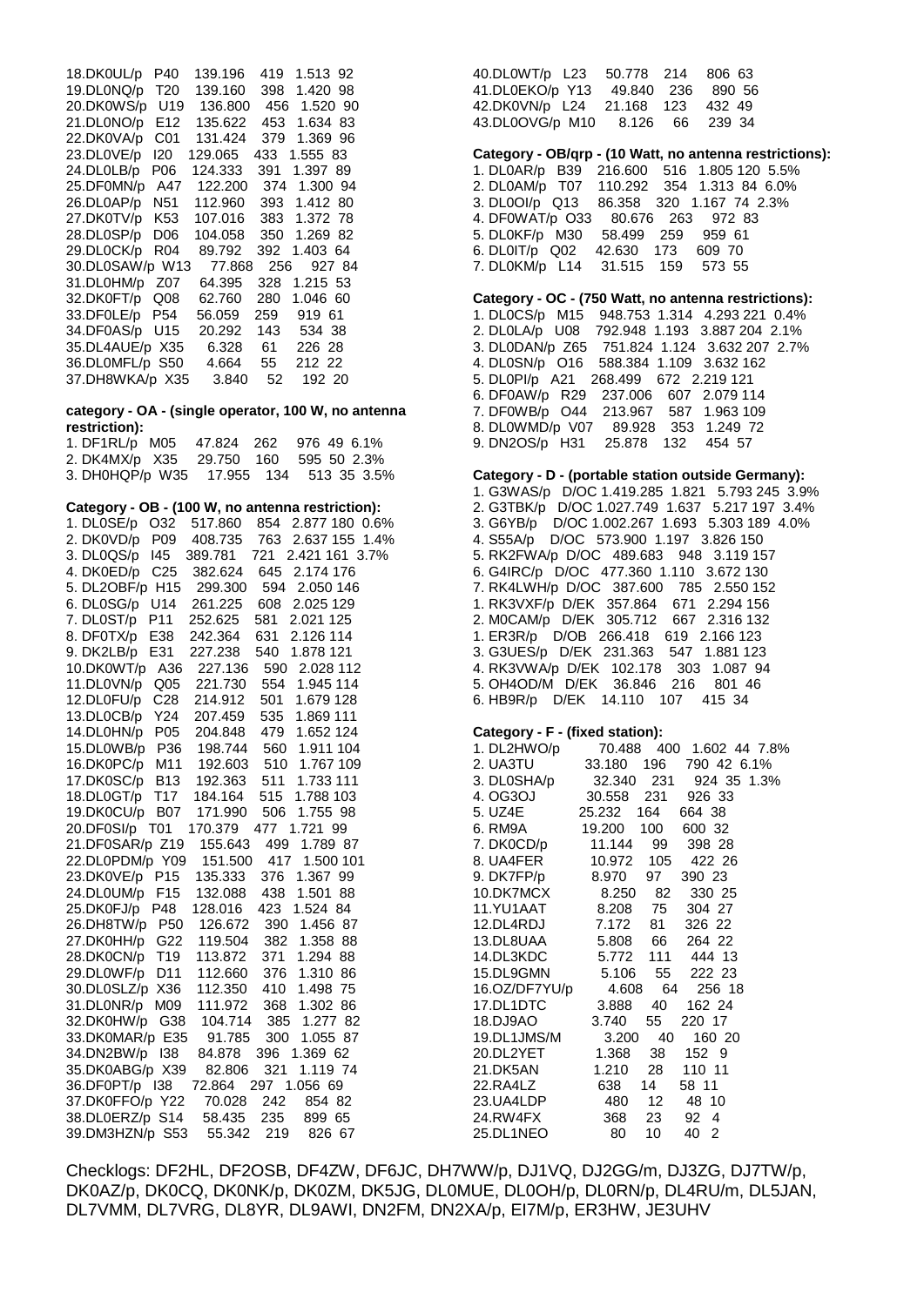18.DK0UL/p P40 139.196 419 1.513 92
19.DL0NQ/p T20 139.160 398 1.420 98
20.DK0WS/p U19 136.800 456 1.520 90
21.DL0NO/p E12 135.622 453 1.634 83
22.DK0VA/p C01 131.424 379 1.369 96
23.DL0VE/p I20 129.065 433 1.555 83
24.DL0LB/p P06 124.333 391 1.397 89
25.DF0MN/p A47 122.200 374 1.300 94
26.DL0AP/p N51 112.960 393 1.412 80
27.DK0TV/p K53 107.016 383 1.372 78
28.DL0SP/p D06 104.058 350 1.269 82
29.DL0CK/p R04 89.792 392 1.403 64
30.DL0SAW/p W13 77.868 256 927 84
31.DL0HM/p Z07 64.395 328 1.215 53
32.DK0FT/p Q08 62.760 280 1.046 60
33.DF0LE/p P54 56.059 259 919 61
34.DF0AS/p U15 20.292 143 534 38
35.DL4AUE/p X35 6.328 61 226 28
36.DL0MFL/p S50 4.664 55 212 22
37.DH8WKA/p X35 3.840 52 192 20

**category - OA - (single operator, 100 W, no antenna restriction):**

1. DF1RL/p M05 47.824 262 976 49 6.1%
2. DK4MX/p X35 29.750 160 595 50 2.3%
3. DH0HQP/p W35 17.955 134 513 35 3.5%

**Category - OB - (100 W, no antenna restriction):**

1. DL0SE/p O32 517.860 854 2.877 180 0.6%
2. DK0VD/p P09 408.735 763 2.637 155 1.4%
3. DL0QS/p I45 389.781 721 2.421 161 3.7%
4. DK0ED/p C25 382.624 645 2.174 176
5. DL2OBF/p H15 299.300 594 2.050 146
6. DL0SG/p U14 261.225 608 2.025 129
7. DL0ST/p P11 252.625 581 2.021 125
8. DF0TX/p E38 242.364 631 2.126 114
9. DK2LB/p E31 227.238 540 1.878 121
10.DK0WT/p A36 227.136 590 2.028 112
11.DL0VN/p Q05 221.730 554 1.945 114
12.DL0FU/p C28 214.912 501 1.679 128
13.DL0CB/p Y24 207.459 535 1.869 111
14.DL0HN/p P05 204.848 479 1.652 124
15.DL0WB/p P36 198.744 560 1.911 104
16.DK0PC/p M11 192.603 510 1.767 109
17.DK0SC/p B13 192.363 511 1.733 111
18.DL0GT/p T17 184.164 515 1.788 103
19.DK0CU/p B07 171.990 506 1.755 98
20.DF0SI/p T01 170.379 477 1.721 99
21.DF0SAR/p Z19 155.643 499 1.789 87
22.DL0PDM/p Y09 151.500 417 1.500 101
23.DK0VE/p P15 135.333 376 1.367 99
24.DL0UM/p F15 132.088 438 1.501 88
25.DK0FJ/p P48 128.016 423 1.524 84
26.DH8TW/p P50 126.672 390 1.456 87
27.DK0HH/p G22 119.504 382 1.358 88
28.DK0CN/p T19 113.872 371 1.294 88
29.DL0WF/p D11 112.660 376 1.310 86
30.DL0SLZ/p X36 112.350 410 1.498 75
31.DL0NR/p M09 111.972 368 1.302 86
32.DK0HW/p G38 104.714 385 1.277 82
33.DK0MAR/p E35 91.785 300 1.055 87
34.DN2BW/p I38 84.878 396 1.369 62
35.DK0ABG/p X39 82.806 321 1.119 74
36.DF0PT/p I38 72.864 297 1.056 69
37.DK0FFO/p Y22 70.028 242 854 82
38.DL0ERZ/p S14 58.435 235 899 65
39.DM3HZN/p S53 55.342 219 826 67
40.DL0WT/p L23 50.778 214 806 63
41.DL0EKO/p Y13 49.840 236 890 56
42.DK0VN/p L24 21.168 123 432 49
43.DL0OVG/p M10 8.126 66 239 34

**Category - OB/qrp - (10 Watt, no antenna restrictions):**

1. DL0AR/p B39 216.600 516 1.805 120 5.5%
2. DL0AM/p T07 110.292 354 1.313 84 6.0%
3. DL0OI/p Q13 86.358 320 1.167 74 2.3%
4. DF0WAT/p O33 80.676 263 972 83
5. DL0KF/p M30 58.499 259 959 61
6. DL0IT/p Q02 42.630 173 609 70
7. DL0KM/p L14 31.515 159 573 55

**Category - OC - (750 Watt, no antenna restrictions):**

1. DL0CS/p M15 948.753 1.314 4.293 221 0.4%
2. DL0LA/p U08 792.948 1.193 3.887 204 2.1%
3. DL0DAN/p Z65 751.824 1.124 3.632 207 2.7%
4. DL0SN/p O16 588.384 1.109 3.632 162
5. DL0PI/p A21 268.499 672 2.219 121
6. DF0AW/p R29 237.006 607 2.079 114
7. DF0WB/p O44 213.967 587 1.963 109
8. DL0WMD/p V07 89.928 353 1.249 72
9. DN2OS/p H31 25.878 132 454 57

**Category - D - (portable station outside Germany):**

1. G3WAS/p D/OC 1.419.285 1.821 5.793 245 3.9%
2. G3TBK/p D/OC 1.027.749 1.637 5.217 197 3.4%
3. G6YB/p D/OC 1.002.267 1.693 5.303 189 4.0%
4. S55A/p D/OC 573.900 1.197 3.826 150
5. RK2FWA/p D/OC 489.683 948 3.119 157
6. G4IRC/p D/OC 477.360 1.110 3.672 130
7. RK4LWH/p D/OC 387.600 785 2.550 152

1. RK3VXF/p D/EK 357.864 671 2.294 156
2. M0CAM/p D/EK 305.712 667 2.316 132

1. ER3R/p D/OB 266.418 619 2.166 123

3. G3UES/p D/EK 231.363 547 1.881 123
4. RK3VWA/p D/EK 102.178 303 1.087 94
5. OH4OD/M D/EK 36.846 216 801 46
6. HB9R/p D/EK 14.110 107 415 34

**Category - F - (fixed station):**

1. DL2HWO/p 70.488 400 1.602 44 7.8%
2. UA3TU 33.180 196 790 42 6.1%
3. DL0SHA/p 32.340 231 924 35 1.3%
4. OG3OJ 30.558 231 926 33
5. UZ4E 25.232 164 664 38
6. RM9A 19.200 100 600 32
7. DK0CD/p 11.144 99 398 28
8. UA4FER 10.972 105 422 26
9. DK7FP/p 8.970 97 390 23
10.DK7MCX 8.250 82 330 25
11.YU1AAT 8.208 75 304 27
12.DL4RDJ 7.172 81 326 22
13.DL8UAA 5.808 66 264 22
14.DL3KDC 5.772 111 444 13
15.DL9GMN 5.106 55 222 23
16.OZ/DF7YU/p 4.608 64 256 18
17.DL1DTC 3.888 40 162 24
18.DJ9AO 3.740 55 220 17
19.DL1JMS/M 3.200 40 160 20
20.DL2YET 1.368 38 152 9
21.DK5AN 1.210 28 110 11
22.RA4LZ 638 14 58 11
23.UA4LDP 480 12 48 10
24.RW4FX 368 23 92 4
25.DL1NEO 80 10 40 2

Checklogs: DF2HL, DF2OSB, DF4ZW, DF6JC, DH7WW/p, DJ1VQ, DJ2GG/m, DJ3ZG, DJ7TW/p, DK0AZ/p, DK0CQ, DK0NK/p, DK0ZM, DK5JG, DL0MUE, DL0OH/p, DL0RN/p, DL4RU/m, DL5JAN, DL7VMM, DL7VRG, DL8YR, DL9AWI, DN2FM, DN2XA/p, EI7M/p, ER3HW, JE3UHV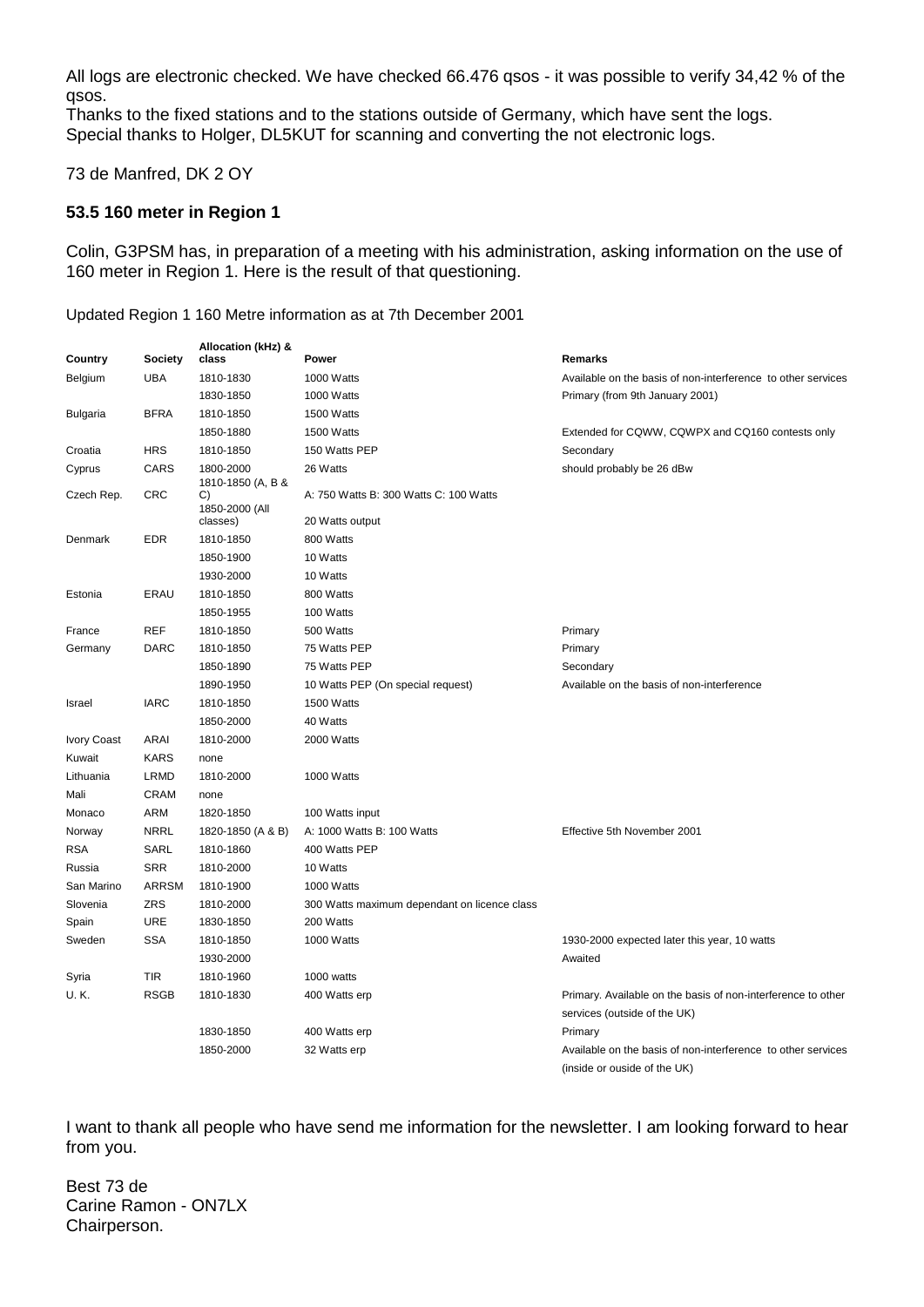All logs are electronic checked. We have checked 66.476 qsos - it was possible to verify 34,42 % of the qsos.
Thanks to the fixed stations and to the stations outside of Germany, which have sent the logs.
Special thanks to Holger, DL5KUT for scanning and converting the not electronic logs.

73 de Manfred, DK 2 OY

### 53.5 160 meter in Region 1

Colin, G3PSM has, in preparation of a meeting with his administration, asking information on the use of 160 meter in Region 1. Here is the result of that questioning.

Updated Region 1 160 Metre information as at 7th December 2001

| Country | Society | Allocation (kHz) & class | Power | Remarks |
|---|---|---|---|---|
| Belgium | UBA | 1810-1830 | 1000 Watts | Available on the basis of non-interference to other services |
| | | 1830-1850 | 1000 Watts | Primary (from 9th January 2001) |
| Bulgaria | BFRA | 1810-1850 | 1500 Watts | |
| | | 1850-1880 | 1500 Watts | Extended for CQWW, CQWPX and CQ160 contests only |
| Croatia | HRS | 1810-1850 | 150 Watts PEP | Secondary |
| Cyprus | CARS | 1800-2000 | 26 Watts | should probably be 26 dBw |
| Czech Rep. | CRC | 1810-1850 (A, B & C) | A: 750 Watts B: 300 Watts C: 100 Watts | |
| | | 1850-2000 (All classes) | 20 Watts output | |
| Denmark | EDR | 1810-1850 | 800 Watts | |
| | | 1850-1900 | 10 Watts | |
| | | 1930-2000 | 10 Watts | |
| Estonia | ERAU | 1810-1850 | 800 Watts | |
| | | 1850-1955 | 100 Watts | |
| France | REF | 1810-1850 | 500 Watts | Primary |
| Germany | DARC | 1810-1850 | 75 Watts PEP | Primary |
| | | 1850-1890 | 75 Watts PEP | Secondary |
| | | 1890-1950 | 10 Watts PEP (On special request) | Available on the basis of non-interference |
| Israel | IARC | 1810-1850 | 1500 Watts | |
| | | 1850-2000 | 40 Watts | |
| Ivory Coast | ARAI | 1810-2000 | 2000 Watts | |
| Kuwait | KARS | none | | |
| Lithuania | LRMD | 1810-2000 | 1000 Watts | |
| Mali | CRAM | none | | |
| Monaco | ARM | 1820-1850 | 100 Watts input | |
| Norway | NRRL | 1820-1850 (A & B) | A: 1000 Watts B: 100 Watts | Effective 5th November 2001 |
| RSA | SARL | 1810-1860 | 400 Watts PEP | |
| Russia | SRR | 1810-2000 | 10 Watts | |
| San Marino | ARRSM | 1810-1900 | 1000 Watts | |
| Slovenia | ZRS | 1810-2000 | 300 Watts maximum dependant on licence class | |
| Spain | URE | 1830-1850 | 200 Watts | |
| Sweden | SSA | 1810-1850 | 1000 Watts | 1930-2000 expected later this year, 10 watts |
| | | 1930-2000 | | Awaited |
| Syria | TIR | 1810-1960 | 1000 watts | |
| U. K. | RSGB | 1810-1830 | 400 Watts erp | Primary. Available on the basis of non-interference to other services (outside of the UK) |
| | | 1830-1850 | 400 Watts erp | Primary |
| | | 1850-2000 | 32 Watts erp | Available on the basis of non-interference to other services (inside or ouside of the UK) |

I want to thank all people who have send me information for the newsletter. I am looking forward to hear from you.

Best 73 de
Carine Ramon - ON7LX
Chairperson.